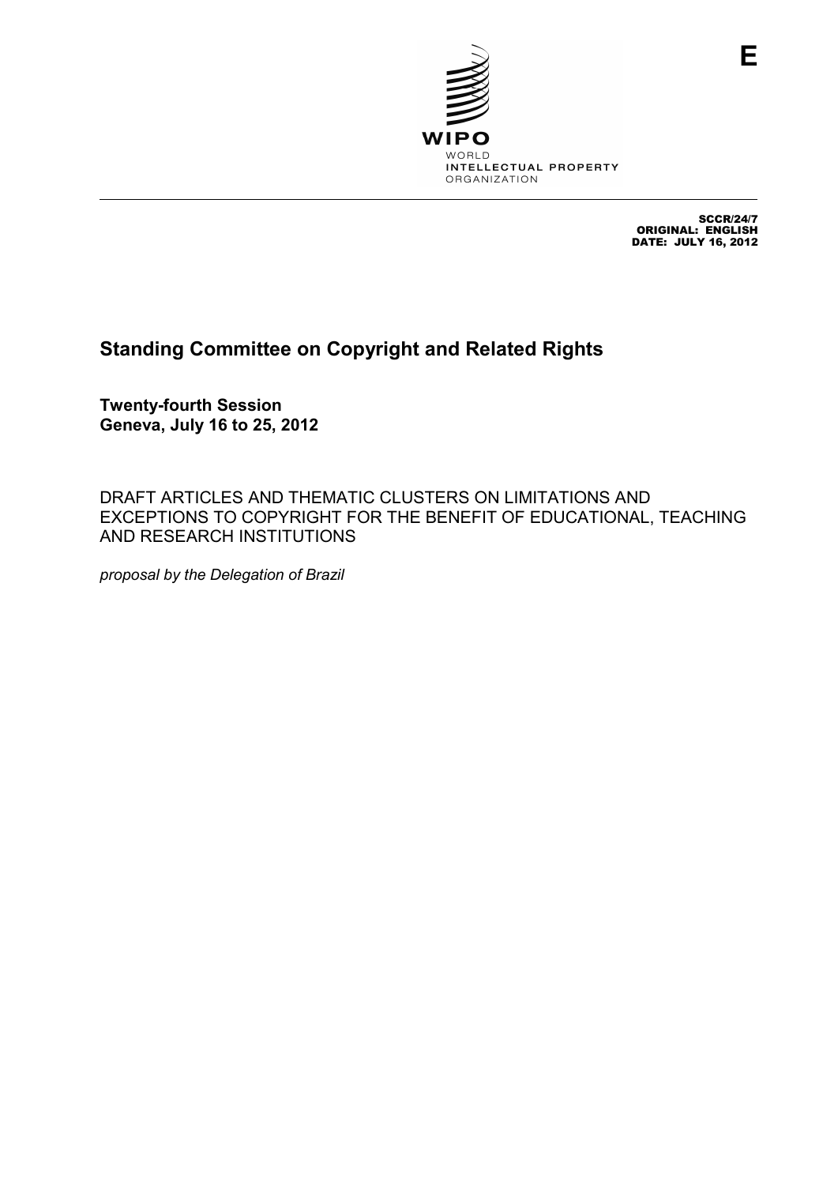E

WIPO
WORLD
INTELLECTUAL PROPERTY
ORGANIZATION

SCCR/24/7
ORIGINAL: ENGLISH
DATE: JULY 16, 2012

# Standing Committee on Copyright and Related Rights

**Twenty-fourth Session**
**Geneva, July 16 to 25, 2012**

DRAFT ARTICLES AND THEMATIC CLUSTERS ON LIMITATIONS AND EXCEPTIONS TO COPYRIGHT FOR THE BENEFIT OF EDUCATIONAL, TEACHING AND RESEARCH INSTITUTIONS

*proposal by the Delegation of Brazil*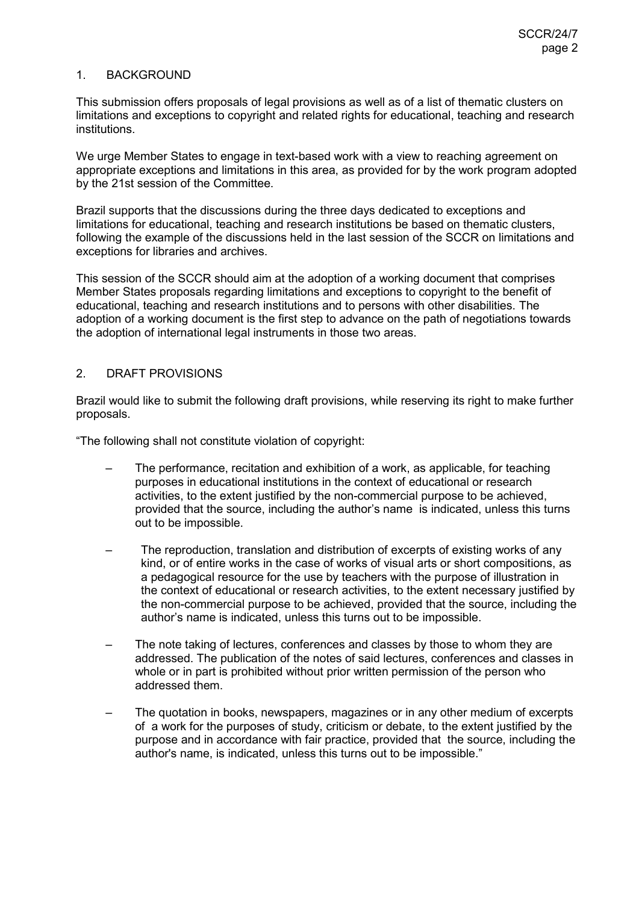## 1. BACKGROUND

This submission offers proposals of legal provisions as well as of a list of thematic clusters on limitations and exceptions to copyright and related rights for educational, teaching and research institutions.

We urge Member States to engage in text-based work with a view to reaching agreement on appropriate exceptions and limitations in this area, as provided for by the work program adopted by the 21st session of the Committee.

Brazil supports that the discussions during the three days dedicated to exceptions and limitations for educational, teaching and research institutions be based on thematic clusters, following the example of the discussions held in the last session of the SCCR on limitations and exceptions for libraries and archives.

This session of the SCCR should aim at the adoption of a working document that comprises Member States proposals regarding limitations and exceptions to copyright to the benefit of educational, teaching and research institutions and to persons with other disabilities. The adoption of a working document is the first step to advance on the path of negotiations towards the adoption of international legal instruments in those two areas.

## 2. DRAFT PROVISIONS

Brazil would like to submit the following draft provisions, while reserving its right to make further proposals.

"The following shall not constitute violation of copyright:

- The performance, recitation and exhibition of a work, as applicable, for teaching purposes in educational institutions in the context of educational or research activities, to the extent justified by the non-commercial purpose to be achieved, provided that the source, including the author's name is indicated, unless this turns out to be impossible.

- The reproduction, translation and distribution of excerpts of existing works of any kind, or of entire works in the case of works of visual arts or short compositions, as a pedagogical resource for the use by teachers with the purpose of illustration in the context of educational or research activities, to the extent necessary justified by the non-commercial purpose to be achieved, provided that the source, including the author's name is indicated, unless this turns out to be impossible.

- The note taking of lectures, conferences and classes by those to whom they are addressed. The publication of the notes of said lectures, conferences and classes in whole or in part is prohibited without prior written permission of the person who addressed them.

- The quotation in books, newspapers, magazines or in any other medium of excerpts of a work for the purposes of study, criticism or debate, to the extent justified by the purpose and in accordance with fair practice, provided that the source, including the author's name, is indicated, unless this turns out to be impossible."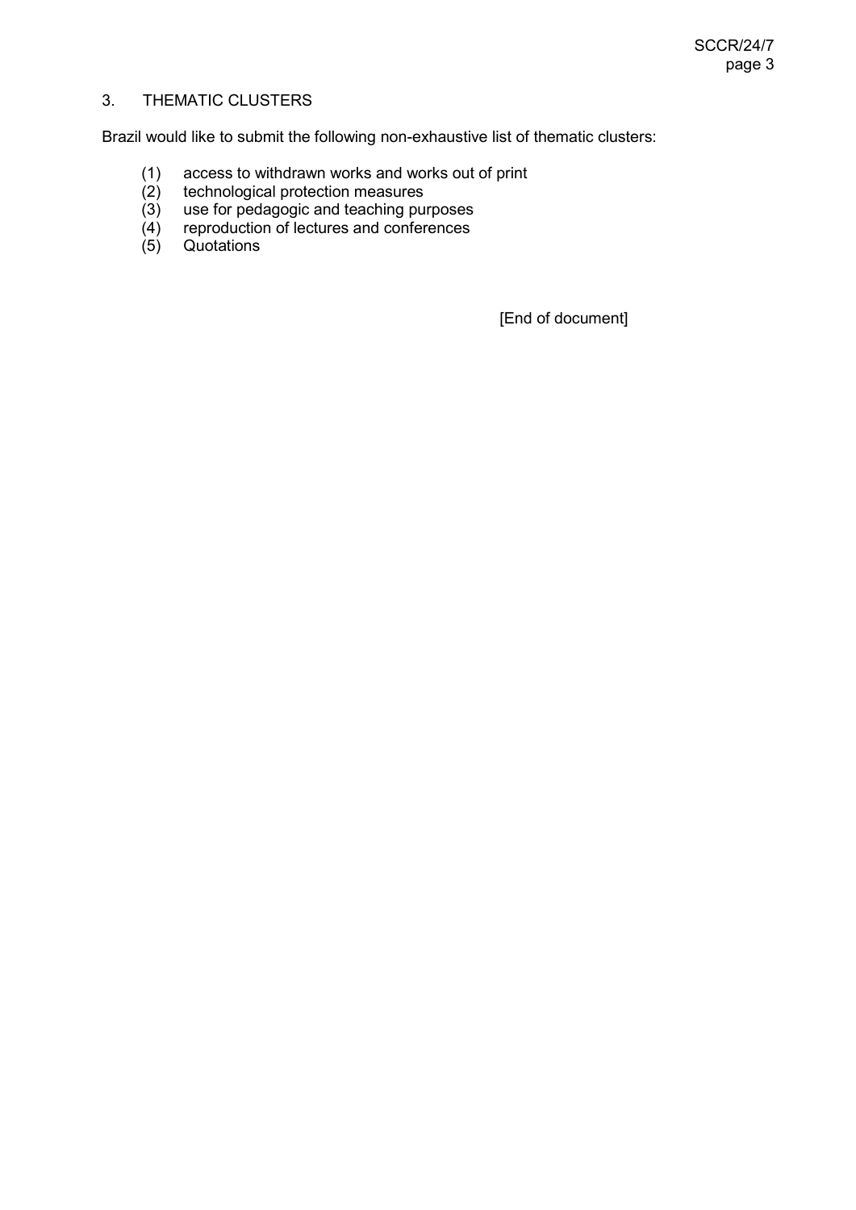## 3. THEMATIC CLUSTERS

Brazil would like to submit the following non-exhaustive list of thematic clusters:

(1) access to withdrawn works and works out of print
(2) technological protection measures
(3) use for pedagogic and teaching purposes
(4) reproduction of lectures and conferences
(5) Quotations

[End of document]